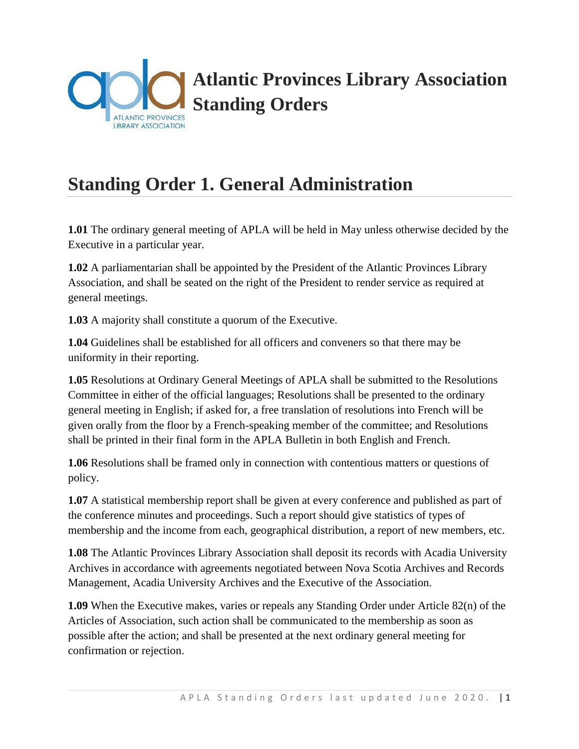# Atlantic Provinces Library Association Standing Orders

## Standing Order 1. General Administration

**1.01** The ordinary general meeting of APLA will be held in May unless otherwise decided by the Executive in a particular year.

**1.02** A parliamentarian shall be appointed by the President of the Atlantic Provinces Library Association, and shall be seated on the right of the President to render service as required at general meetings.

**1.03** A majority shall constitute a quorum of the Executive.

**1.04** Guidelines shall be established for all officers and conveners so that there may be uniformity in their reporting.

**1.05** Resolutions at Ordinary General Meetings of APLA shall be submitted to the Resolutions Committee in either of the official languages; Resolutions shall be presented to the ordinary general meeting in English; if asked for, a free translation of resolutions into French will be given orally from the floor by a French-speaking member of the committee; and Resolutions shall be printed in their final form in the APLA Bulletin in both English and French.

**1.06** Resolutions shall be framed only in connection with contentious matters or questions of policy.

**1.07** A statistical membership report shall be given at every conference and published as part of the conference minutes and proceedings. Such a report should give statistics of types of membership and the income from each, geographical distribution, a report of new members, etc.

**1.08** The Atlantic Provinces Library Association shall deposit its records with Acadia University Archives in accordance with agreements negotiated between Nova Scotia Archives and Records Management, Acadia University Archives and the Executive of the Association.

**1.09** When the Executive makes, varies or repeals any Standing Order under Article 82(n) of the Articles of Association, such action shall be communicated to the membership as soon as possible after the action; and shall be presented at the next ordinary general meeting for confirmation or rejection.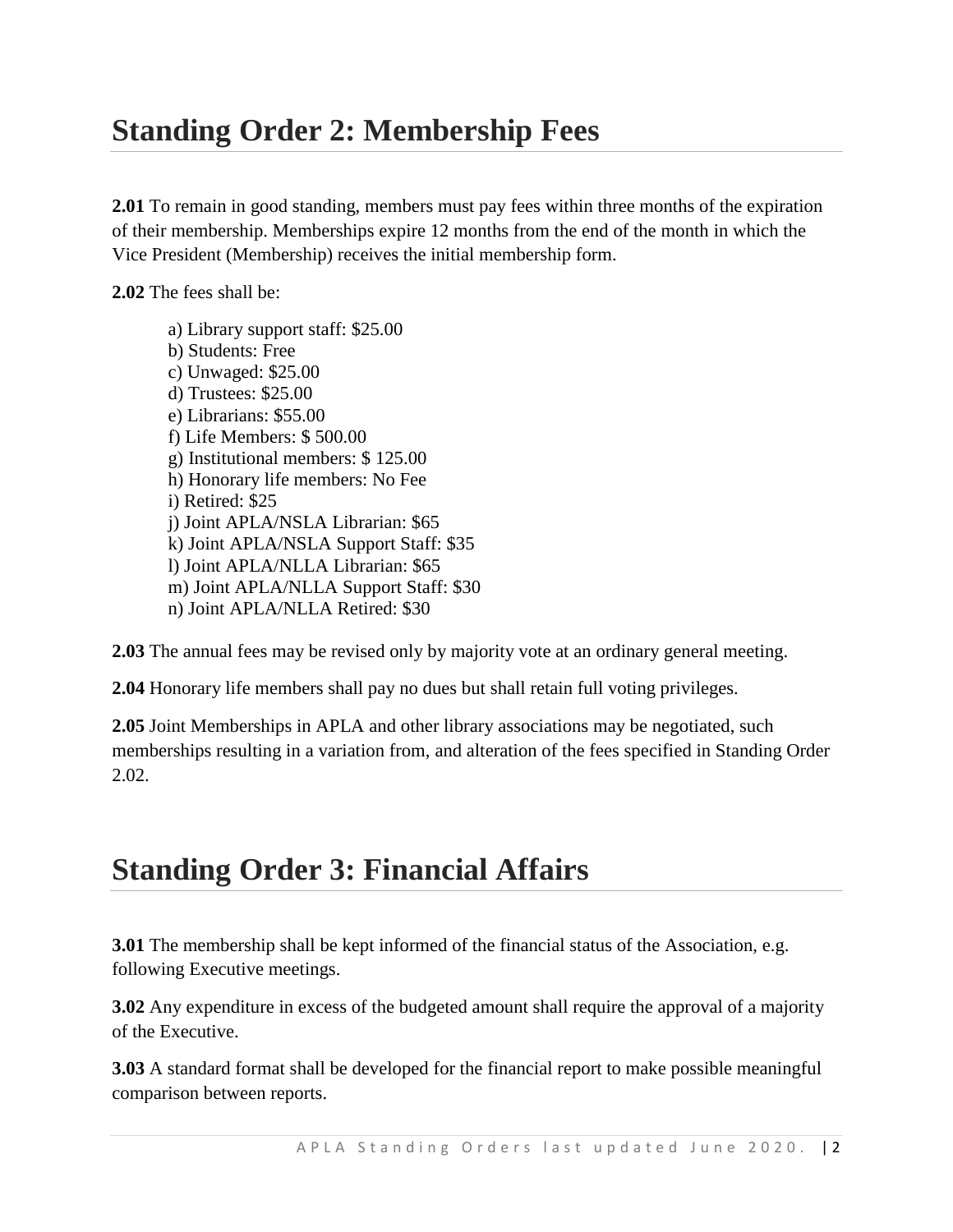# Standing Order 2: Membership Fees

**2.01** To remain in good standing, members must pay fees within three months of the expiration of their membership. Memberships expire 12 months from the end of the month in which the Vice President (Membership) receives the initial membership form.

**2.02** The fees shall be:

a) Library support staff: $25.00
b) Students: Free
c) Unwaged: $25.00
d) Trustees: $25.00
e) Librarians: $55.00
f) Life Members: $ 500.00
g) Institutional members: $ 125.00
h) Honorary life members: No Fee
i) Retired: $25
j) Joint APLA/NSLA Librarian: $65
k) Joint APLA/NSLA Support Staff: $35
l) Joint APLA/NLLA Librarian: $65
m) Joint APLA/NLLA Support Staff: $30
n) Joint APLA/NLLA Retired: $30

**2.03** The annual fees may be revised only by majority vote at an ordinary general meeting.

**2.04** Honorary life members shall pay no dues but shall retain full voting privileges.

**2.05** Joint Memberships in APLA and other library associations may be negotiated, such memberships resulting in a variation from, and alteration of the fees specified in Standing Order 2.02.

# Standing Order 3: Financial Affairs

**3.01** The membership shall be kept informed of the financial status of the Association, e.g. following Executive meetings.

**3.02** Any expenditure in excess of the budgeted amount shall require the approval of a majority of the Executive.

**3.03** A standard format shall be developed for the financial report to make possible meaningful comparison between reports.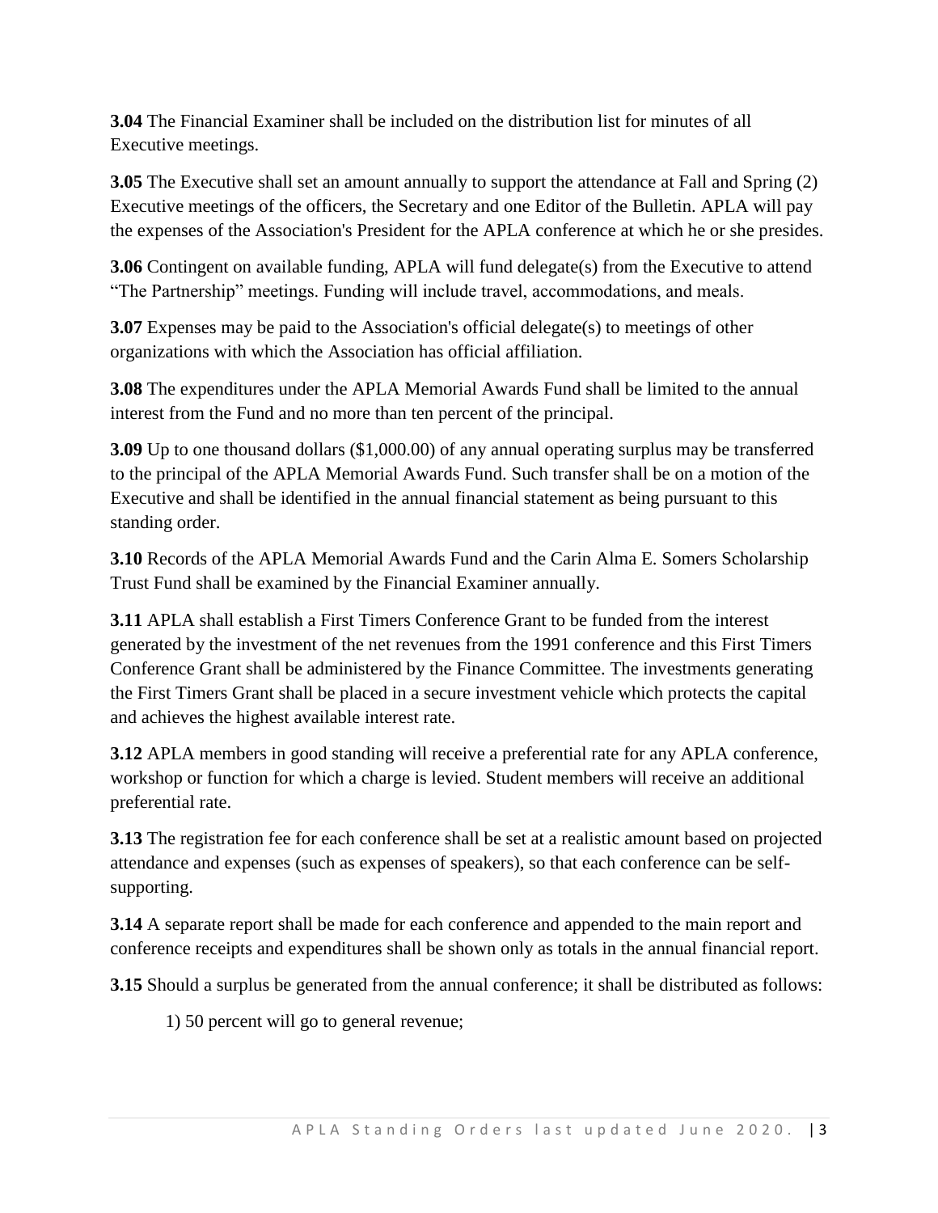**3.04** The Financial Examiner shall be included on the distribution list for minutes of all Executive meetings.

**3.05** The Executive shall set an amount annually to support the attendance at Fall and Spring (2) Executive meetings of the officers, the Secretary and one Editor of the Bulletin. APLA will pay the expenses of the Association's President for the APLA conference at which he or she presides.

**3.06** Contingent on available funding, APLA will fund delegate(s) from the Executive to attend "The Partnership" meetings. Funding will include travel, accommodations, and meals.

**3.07** Expenses may be paid to the Association's official delegate(s) to meetings of other organizations with which the Association has official affiliation.

**3.08** The expenditures under the APLA Memorial Awards Fund shall be limited to the annual interest from the Fund and no more than ten percent of the principal.

**3.09** Up to one thousand dollars ($1,000.00) of any annual operating surplus may be transferred to the principal of the APLA Memorial Awards Fund. Such transfer shall be on a motion of the Executive and shall be identified in the annual financial statement as being pursuant to this standing order.

**3.10** Records of the APLA Memorial Awards Fund and the Carin Alma E. Somers Scholarship Trust Fund shall be examined by the Financial Examiner annually.

**3.11** APLA shall establish a First Timers Conference Grant to be funded from the interest generated by the investment of the net revenues from the 1991 conference and this First Timers Conference Grant shall be administered by the Finance Committee. The investments generating the First Timers Grant shall be placed in a secure investment vehicle which protects the capital and achieves the highest available interest rate.

**3.12** APLA members in good standing will receive a preferential rate for any APLA conference, workshop or function for which a charge is levied. Student members will receive an additional preferential rate.

**3.13** The registration fee for each conference shall be set at a realistic amount based on projected attendance and expenses (such as expenses of speakers), so that each conference can be self-supporting.

**3.14** A separate report shall be made for each conference and appended to the main report and conference receipts and expenditures shall be shown only as totals in the annual financial report.

**3.15** Should a surplus be generated from the annual conference; it shall be distributed as follows:

1) 50 percent will go to general revenue;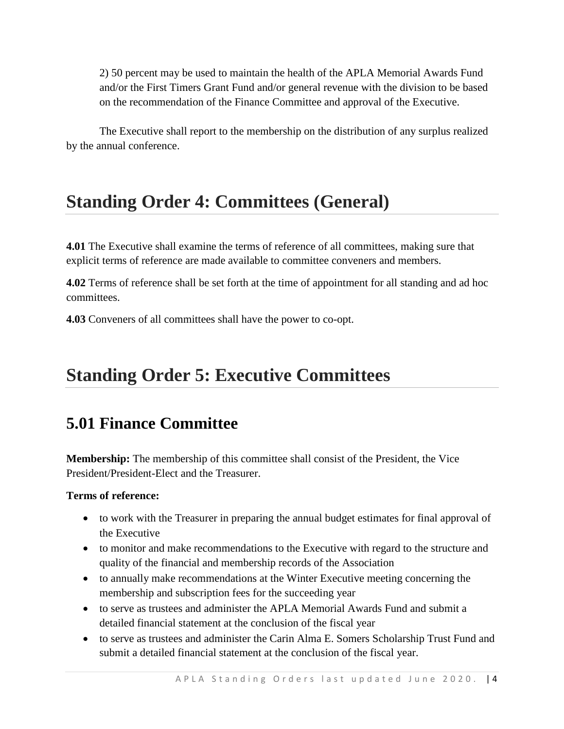2) 50 percent may be used to maintain the health of the APLA Memorial Awards Fund and/or the First Timers Grant Fund and/or general revenue with the division to be based on the recommendation of the Finance Committee and approval of the Executive.

The Executive shall report to the membership on the distribution of any surplus realized by the annual conference.

# Standing Order 4: Committees (General)

**4.01** The Executive shall examine the terms of reference of all committees, making sure that explicit terms of reference are made available to committee conveners and members.

**4.02** Terms of reference shall be set forth at the time of appointment for all standing and ad hoc committees.

**4.03** Conveners of all committees shall have the power to co-opt.

# Standing Order 5: Executive Committees

## 5.01 Finance Committee

**Membership:** The membership of this committee shall consist of the President, the Vice President/President-Elect and the Treasurer.

**Terms of reference:**

- to work with the Treasurer in preparing the annual budget estimates for final approval of the Executive
- to monitor and make recommendations to the Executive with regard to the structure and quality of the financial and membership records of the Association
- to annually make recommendations at the Winter Executive meeting concerning the membership and subscription fees for the succeeding year
- to serve as trustees and administer the APLA Memorial Awards Fund and submit a detailed financial statement at the conclusion of the fiscal year
- to serve as trustees and administer the Carin Alma E. Somers Scholarship Trust Fund and submit a detailed financial statement at the conclusion of the fiscal year.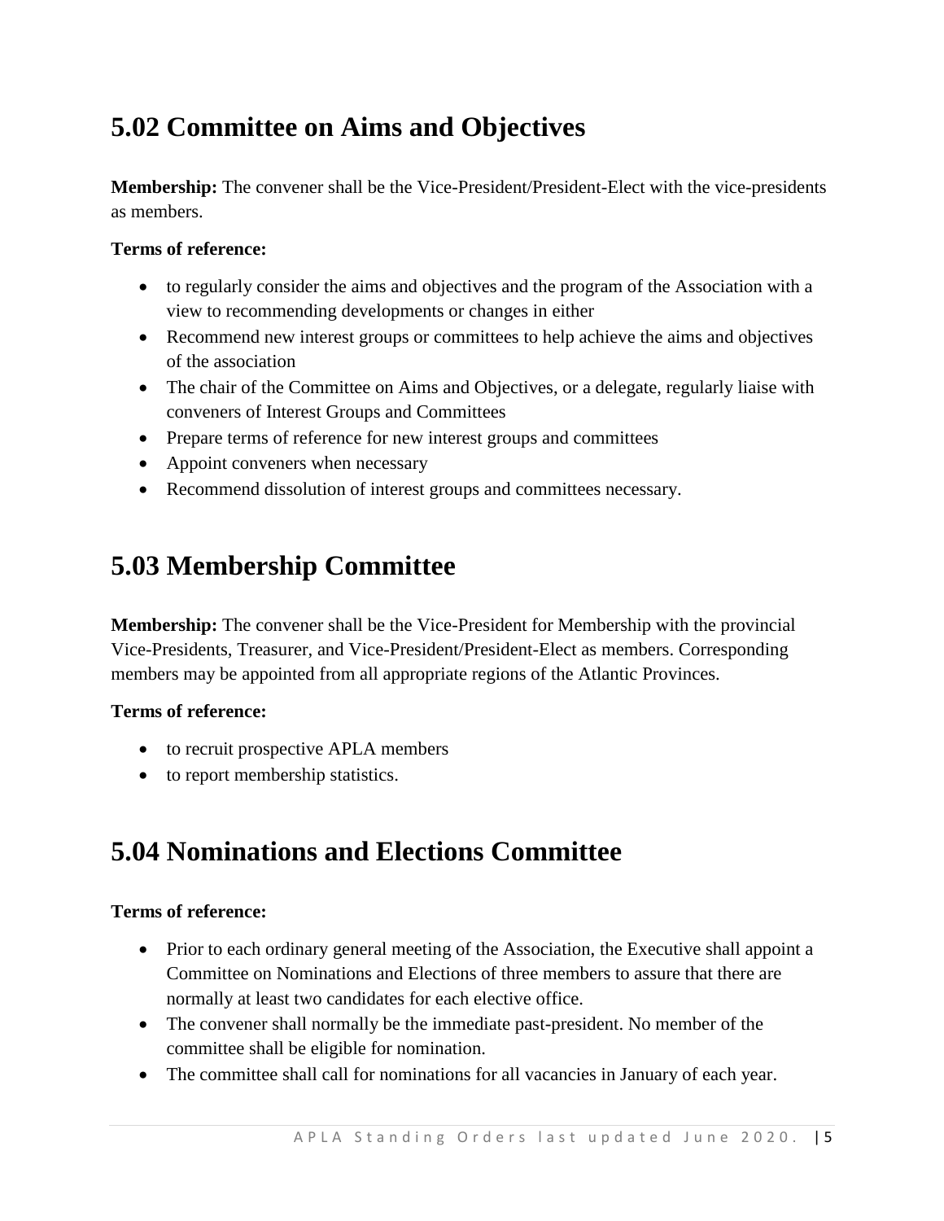## 5.02 Committee on Aims and Objectives

**Membership:** The convener shall be the Vice-President/President-Elect with the vice-presidents as members.

**Terms of reference:**

- to regularly consider the aims and objectives and the program of the Association with a view to recommending developments or changes in either
- Recommend new interest groups or committees to help achieve the aims and objectives of the association
- The chair of the Committee on Aims and Objectives, or a delegate, regularly liaise with conveners of Interest Groups and Committees
- Prepare terms of reference for new interest groups and committees
- Appoint conveners when necessary
- Recommend dissolution of interest groups and committees necessary.

## 5.03 Membership Committee

**Membership:** The convener shall be the Vice-President for Membership with the provincial Vice-Presidents, Treasurer, and Vice-President/President-Elect as members. Corresponding members may be appointed from all appropriate regions of the Atlantic Provinces.

**Terms of reference:**

- to recruit prospective APLA members
- to report membership statistics.

## 5.04 Nominations and Elections Committee

**Terms of reference:**

- Prior to each ordinary general meeting of the Association, the Executive shall appoint a Committee on Nominations and Elections of three members to assure that there are normally at least two candidates for each elective office.
- The convener shall normally be the immediate past-president. No member of the committee shall be eligible for nomination.
- The committee shall call for nominations for all vacancies in January of each year.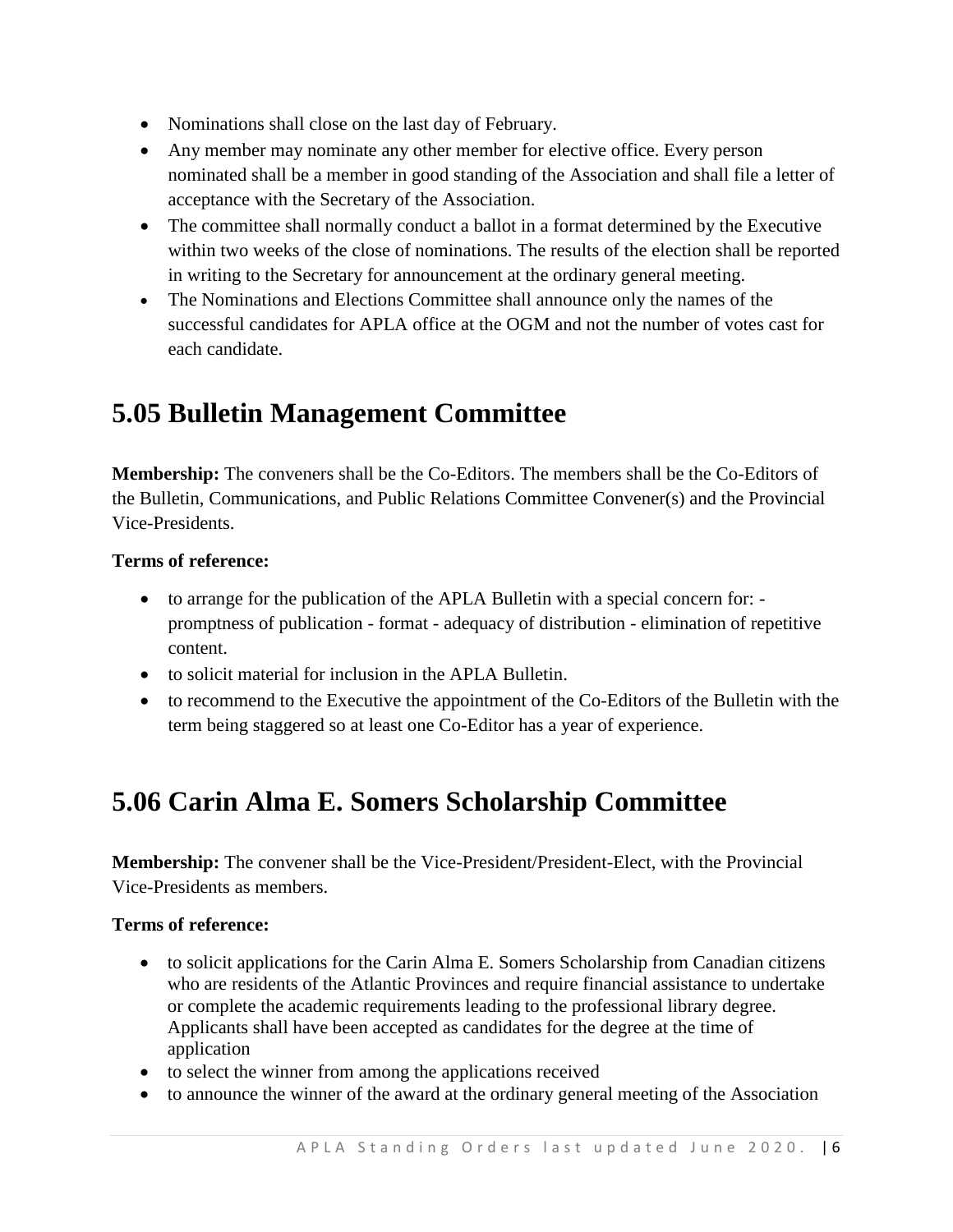- Nominations shall close on the last day of February.
- Any member may nominate any other member for elective office. Every person nominated shall be a member in good standing of the Association and shall file a letter of acceptance with the Secretary of the Association.
- The committee shall normally conduct a ballot in a format determined by the Executive within two weeks of the close of nominations. The results of the election shall be reported in writing to the Secretary for announcement at the ordinary general meeting.
- The Nominations and Elections Committee shall announce only the names of the successful candidates for APLA office at the OGM and not the number of votes cast for each candidate.

## 5.05 Bulletin Management Committee

**Membership:** The conveners shall be the Co-Editors. The members shall be the Co-Editors of the Bulletin, Communications, and Public Relations Committee Convener(s) and the Provincial Vice-Presidents.

**Terms of reference:**

- to arrange for the publication of the APLA Bulletin with a special concern for: - promptness of publication - format - adequacy of distribution - elimination of repetitive content.
- to solicit material for inclusion in the APLA Bulletin.
- to recommend to the Executive the appointment of the Co-Editors of the Bulletin with the term being staggered so at least one Co-Editor has a year of experience.

## 5.06 Carin Alma E. Somers Scholarship Committee

**Membership:** The convener shall be the Vice-President/President-Elect, with the Provincial Vice-Presidents as members.

**Terms of reference:**

- to solicit applications for the Carin Alma E. Somers Scholarship from Canadian citizens who are residents of the Atlantic Provinces and require financial assistance to undertake or complete the academic requirements leading to the professional library degree. Applicants shall have been accepted as candidates for the degree at the time of application
- to select the winner from among the applications received
- to announce the winner of the award at the ordinary general meeting of the Association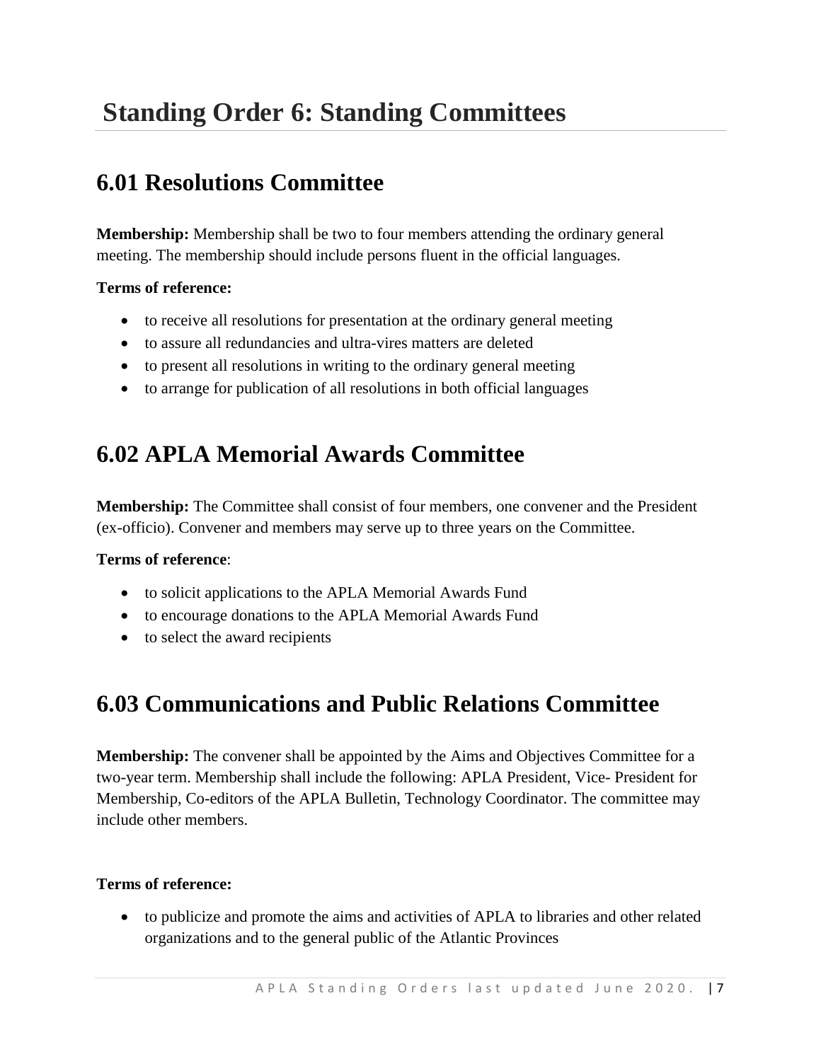# Standing Order 6: Standing Committees

## 6.01 Resolutions Committee

**Membership:** Membership shall be two to four members attending the ordinary general meeting. The membership should include persons fluent in the official languages.

**Terms of reference:**

- to receive all resolutions for presentation at the ordinary general meeting
- to assure all redundancies and ultra-vires matters are deleted
- to present all resolutions in writing to the ordinary general meeting
- to arrange for publication of all resolutions in both official languages

## 6.02 APLA Memorial Awards Committee

**Membership:** The Committee shall consist of four members, one convener and the President (ex-officio). Convener and members may serve up to three years on the Committee.

**Terms of reference**:

- to solicit applications to the APLA Memorial Awards Fund
- to encourage donations to the APLA Memorial Awards Fund
- to select the award recipients

## 6.03 Communications and Public Relations Committee

**Membership:** The convener shall be appointed by the Aims and Objectives Committee for a two-year term. Membership shall include the following: APLA President, Vice- President for Membership, Co-editors of the APLA Bulletin, Technology Coordinator. The committee may include other members.

**Terms of reference:**

- to publicize and promote the aims and activities of APLA to libraries and other related organizations and to the general public of the Atlantic Provinces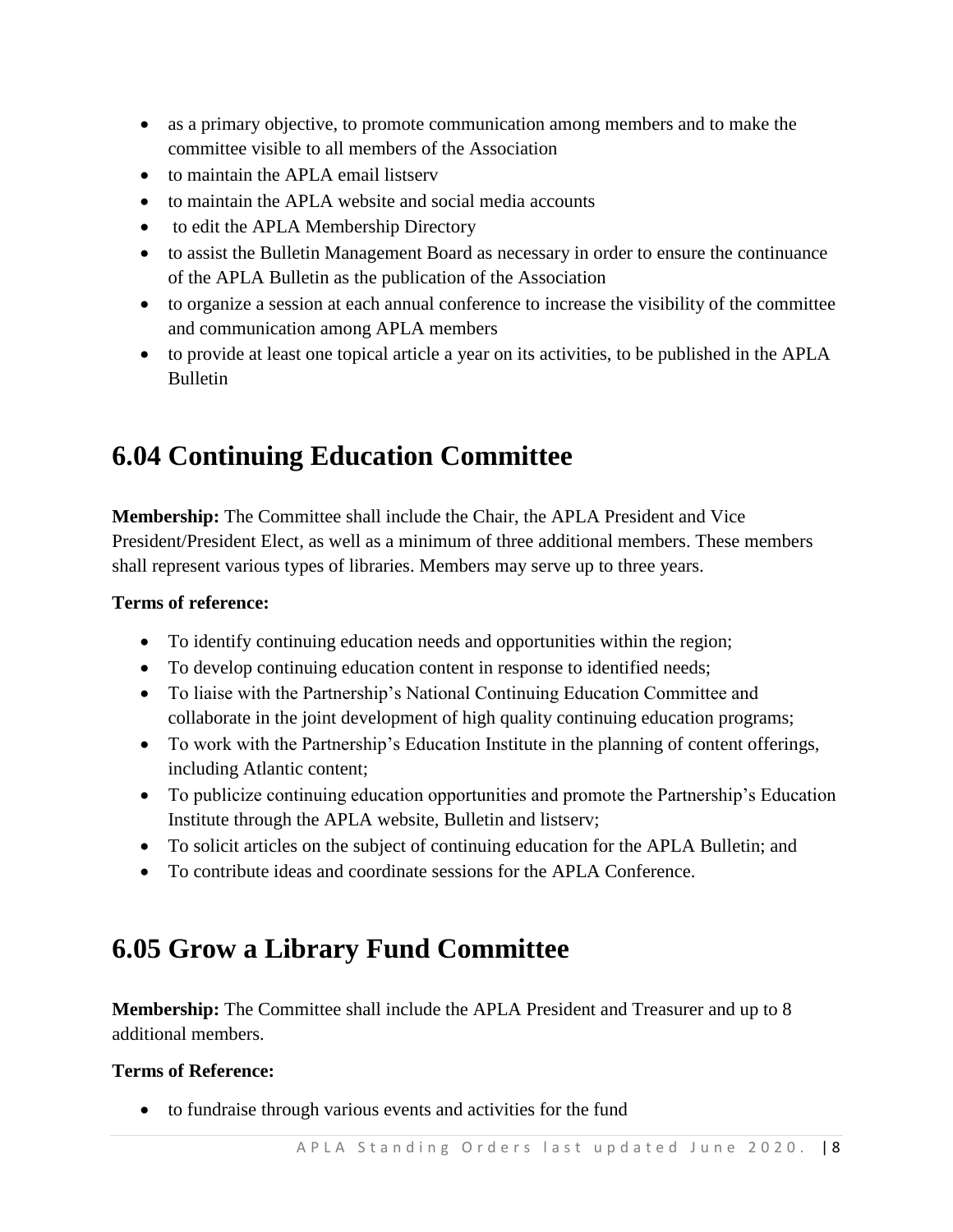- as a primary objective, to promote communication among members and to make the committee visible to all members of the Association
- to maintain the APLA email listserv
- to maintain the APLA website and social media accounts
- to edit the APLA Membership Directory
- to assist the Bulletin Management Board as necessary in order to ensure the continuance of the APLA Bulletin as the publication of the Association
- to organize a session at each annual conference to increase the visibility of the committee and communication among APLA members
- to provide at least one topical article a year on its activities, to be published in the APLA Bulletin

## 6.04 Continuing Education Committee

**Membership:** The Committee shall include the Chair, the APLA President and Vice President/President Elect, as well as a minimum of three additional members. These members shall represent various types of libraries. Members may serve up to three years.

**Terms of reference:**

- To identify continuing education needs and opportunities within the region;
- To develop continuing education content in response to identified needs;
- To liaise with the Partnership's National Continuing Education Committee and collaborate in the joint development of high quality continuing education programs;
- To work with the Partnership's Education Institute in the planning of content offerings, including Atlantic content;
- To publicize continuing education opportunities and promote the Partnership's Education Institute through the APLA website, Bulletin and listserv;
- To solicit articles on the subject of continuing education for the APLA Bulletin; and
- To contribute ideas and coordinate sessions for the APLA Conference.

## 6.05 Grow a Library Fund Committee

**Membership:** The Committee shall include the APLA President and Treasurer and up to 8 additional members.

**Terms of Reference:**

- to fundraise through various events and activities for the fund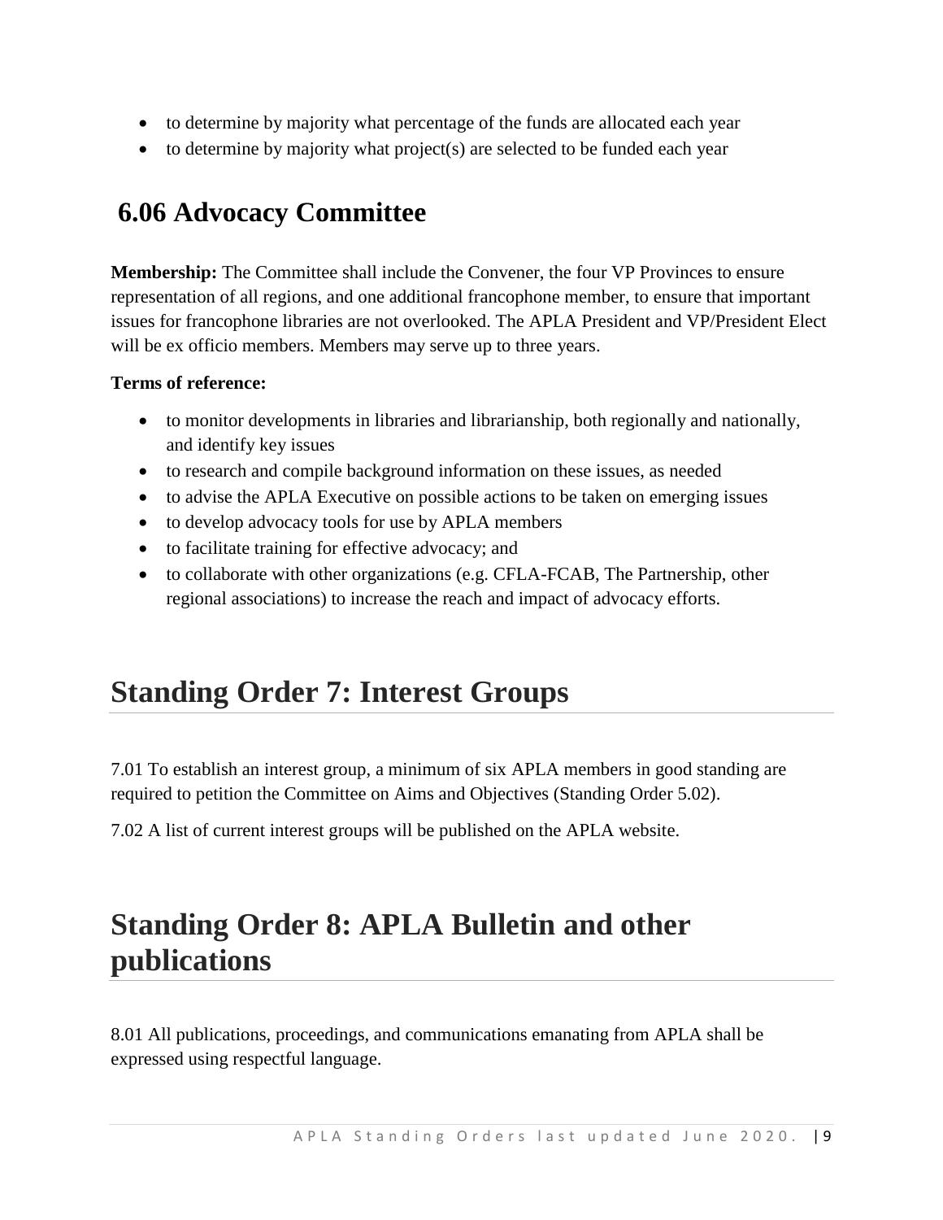- to determine by majority what percentage of the funds are allocated each year
- to determine by majority what project(s) are selected to be funded each year

### 6.06 Advocacy Committee

**Membership:** The Committee shall include the Convener, the four VP Provinces to ensure representation of all regions, and one additional francophone member, to ensure that important issues for francophone libraries are not overlooked. The APLA President and VP/President Elect will be ex officio members. Members may serve up to three years.

**Terms of reference:**

- to monitor developments in libraries and librarianship, both regionally and nationally, and identify key issues
- to research and compile background information on these issues, as needed
- to advise the APLA Executive on possible actions to be taken on emerging issues
- to develop advocacy tools for use by APLA members
- to facilitate training for effective advocacy; and
- to collaborate with other organizations (e.g. CFLA-FCAB, The Partnership, other regional associations) to increase the reach and impact of advocacy efforts.

## Standing Order 7: Interest Groups

7.01 To establish an interest group, a minimum of six APLA members in good standing are required to petition the Committee on Aims and Objectives (Standing Order 5.02).

7.02 A list of current interest groups will be published on the APLA website.

## Standing Order 8: APLA Bulletin and other publications

8.01 All publications, proceedings, and communications emanating from APLA shall be expressed using respectful language.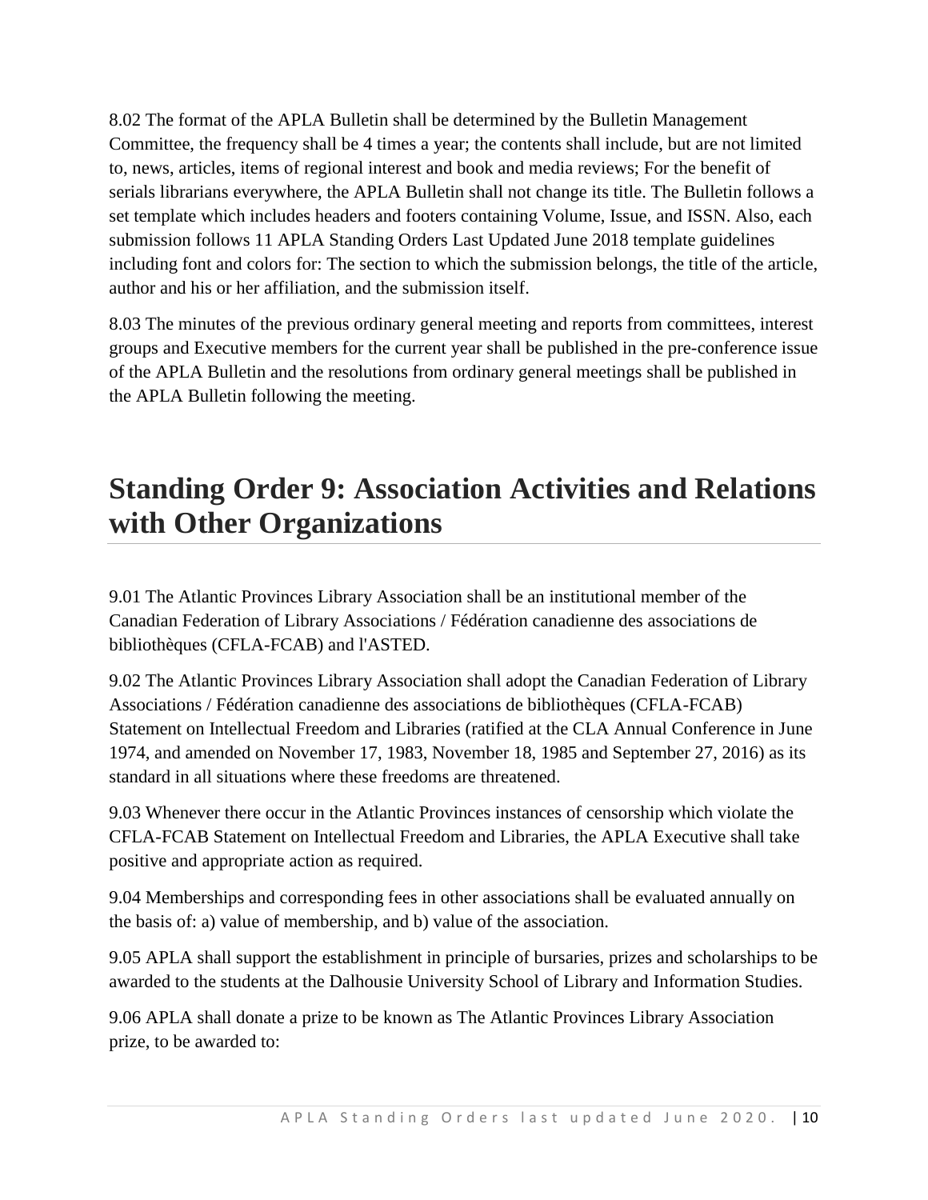8.02 The format of the APLA Bulletin shall be determined by the Bulletin Management Committee, the frequency shall be 4 times a year; the contents shall include, but are not limited to, news, articles, items of regional interest and book and media reviews; For the benefit of serials librarians everywhere, the APLA Bulletin shall not change its title. The Bulletin follows a set template which includes headers and footers containing Volume, Issue, and ISSN. Also, each submission follows 11 APLA Standing Orders Last Updated June 2018 template guidelines including font and colors for: The section to which the submission belongs, the title of the article, author and his or her affiliation, and the submission itself.

8.03 The minutes of the previous ordinary general meeting and reports from committees, interest groups and Executive members for the current year shall be published in the pre-conference issue of the APLA Bulletin and the resolutions from ordinary general meetings shall be published in the APLA Bulletin following the meeting.

# Standing Order 9: Association Activities and Relations with Other Organizations

9.01 The Atlantic Provinces Library Association shall be an institutional member of the Canadian Federation of Library Associations / Fédération canadienne des associations de bibliothèques (CFLA-FCAB) and l'ASTED.

9.02 The Atlantic Provinces Library Association shall adopt the Canadian Federation of Library Associations / Fédération canadienne des associations de bibliothèques (CFLA-FCAB) Statement on Intellectual Freedom and Libraries (ratified at the CLA Annual Conference in June 1974, and amended on November 17, 1983, November 18, 1985 and September 27, 2016) as its standard in all situations where these freedoms are threatened.

9.03 Whenever there occur in the Atlantic Provinces instances of censorship which violate the CFLA-FCAB Statement on Intellectual Freedom and Libraries, the APLA Executive shall take positive and appropriate action as required.

9.04 Memberships and corresponding fees in other associations shall be evaluated annually on the basis of: a) value of membership, and b) value of the association.

9.05 APLA shall support the establishment in principle of bursaries, prizes and scholarships to be awarded to the students at the Dalhousie University School of Library and Information Studies.

9.06 APLA shall donate a prize to be known as The Atlantic Provinces Library Association prize, to be awarded to: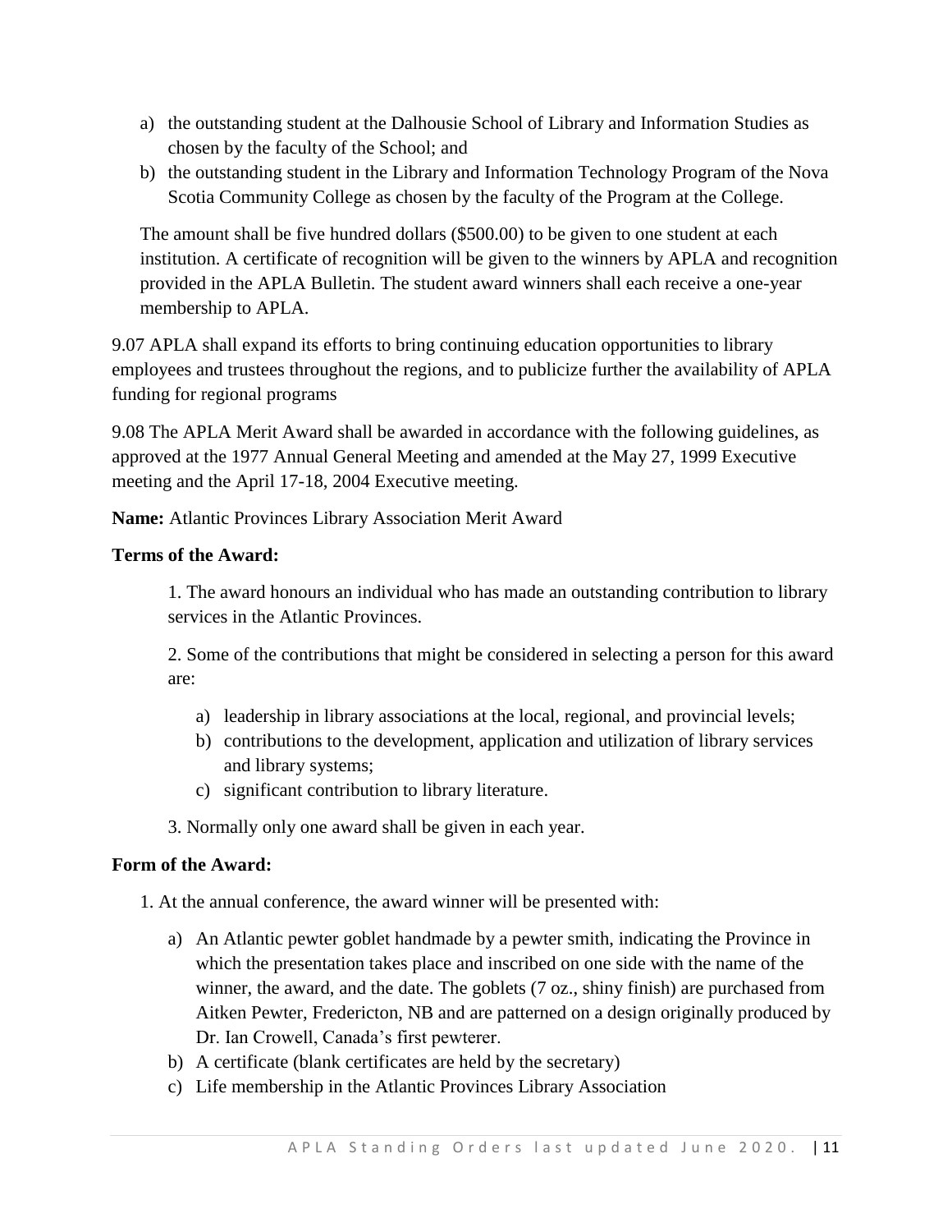a) the outstanding student at the Dalhousie School of Library and Information Studies as chosen by the faculty of the School; and
b) the outstanding student in the Library and Information Technology Program of the Nova Scotia Community College as chosen by the faculty of the Program at the College.

The amount shall be five hundred dollars ($500.00) to be given to one student at each institution. A certificate of recognition will be given to the winners by APLA and recognition provided in the APLA Bulletin. The student award winners shall each receive a one-year membership to APLA.

9.07 APLA shall expand its efforts to bring continuing education opportunities to library employees and trustees throughout the regions, and to publicize further the availability of APLA funding for regional programs

9.08 The APLA Merit Award shall be awarded in accordance with the following guidelines, as approved at the 1977 Annual General Meeting and amended at the May 27, 1999 Executive meeting and the April 17-18, 2004 Executive meeting.

**Name:** Atlantic Provinces Library Association Merit Award

**Terms of the Award:**

1. The award honours an individual who has made an outstanding contribution to library services in the Atlantic Provinces.

2. Some of the contributions that might be considered in selecting a person for this award are:

   a) leadership in library associations at the local, regional, and provincial levels;
   b) contributions to the development, application and utilization of library services and library systems;
   c) significant contribution to library literature.

3. Normally only one award shall be given in each year.

**Form of the Award:**

1. At the annual conference, the award winner will be presented with:

   a) An Atlantic pewter goblet handmade by a pewter smith, indicating the Province in which the presentation takes place and inscribed on one side with the name of the winner, the award, and the date. The goblets (7 oz., shiny finish) are purchased from Aitken Pewter, Fredericton, NB and are patterned on a design originally produced by Dr. Ian Crowell, Canada's first pewterer.
   b) A certificate (blank certificates are held by the secretary)
   c) Life membership in the Atlantic Provinces Library Association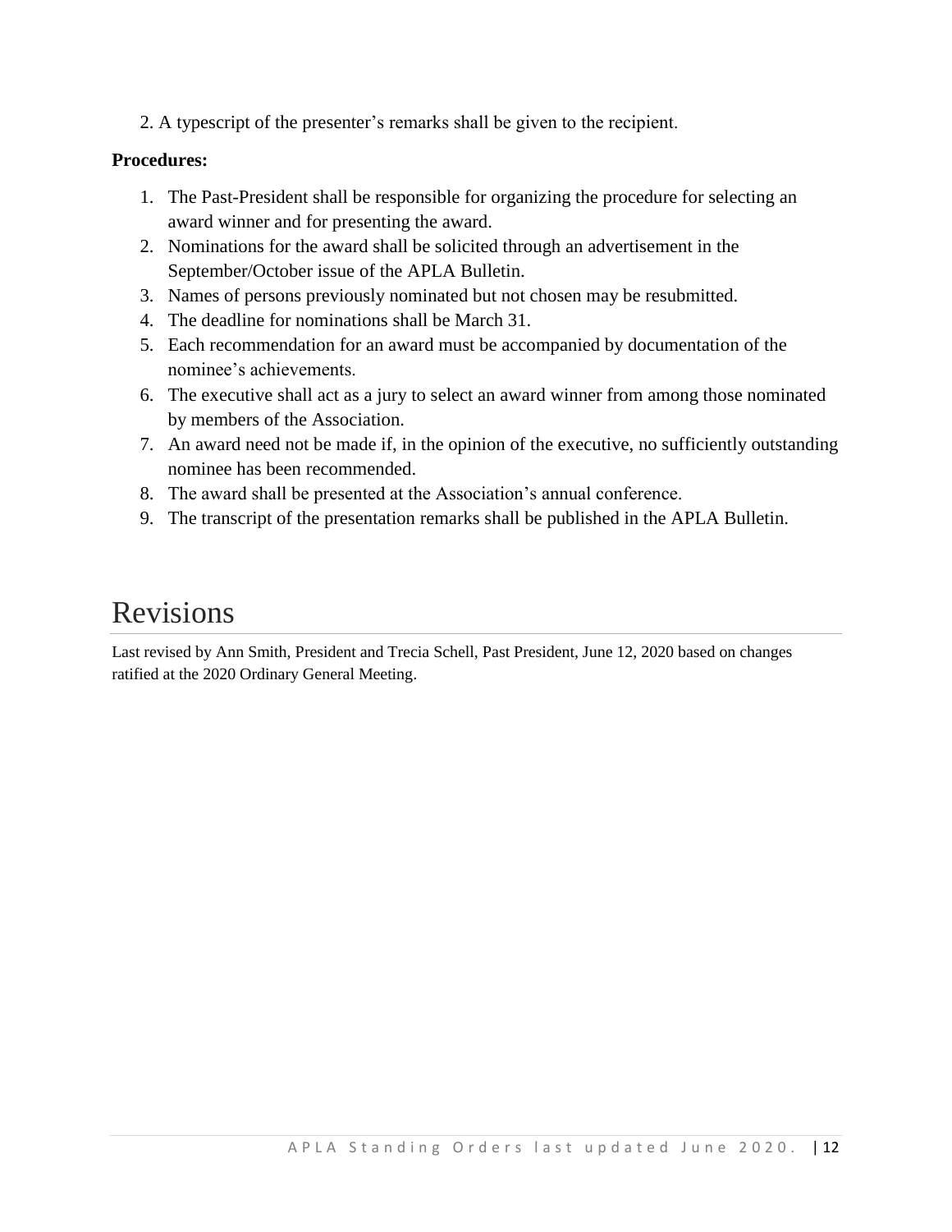2. A typescript of the presenter's remarks shall be given to the recipient.

**Procedures:**

1. The Past-President shall be responsible for organizing the procedure for selecting an award winner and for presenting the award.
2. Nominations for the award shall be solicited through an advertisement in the September/October issue of the APLA Bulletin.
3. Names of persons previously nominated but not chosen may be resubmitted.
4. The deadline for nominations shall be March 31.
5. Each recommendation for an award must be accompanied by documentation of the nominee's achievements.
6. The executive shall act as a jury to select an award winner from among those nominated by members of the Association.
7. An award need not be made if, in the opinion of the executive, no sufficiently outstanding nominee has been recommended.
8. The award shall be presented at the Association's annual conference.
9. The transcript of the presentation remarks shall be published in the APLA Bulletin.

# Revisions

Last revised by Ann Smith, President and Trecia Schell, Past President, June 12, 2020 based on changes ratified at the 2020 Ordinary General Meeting.